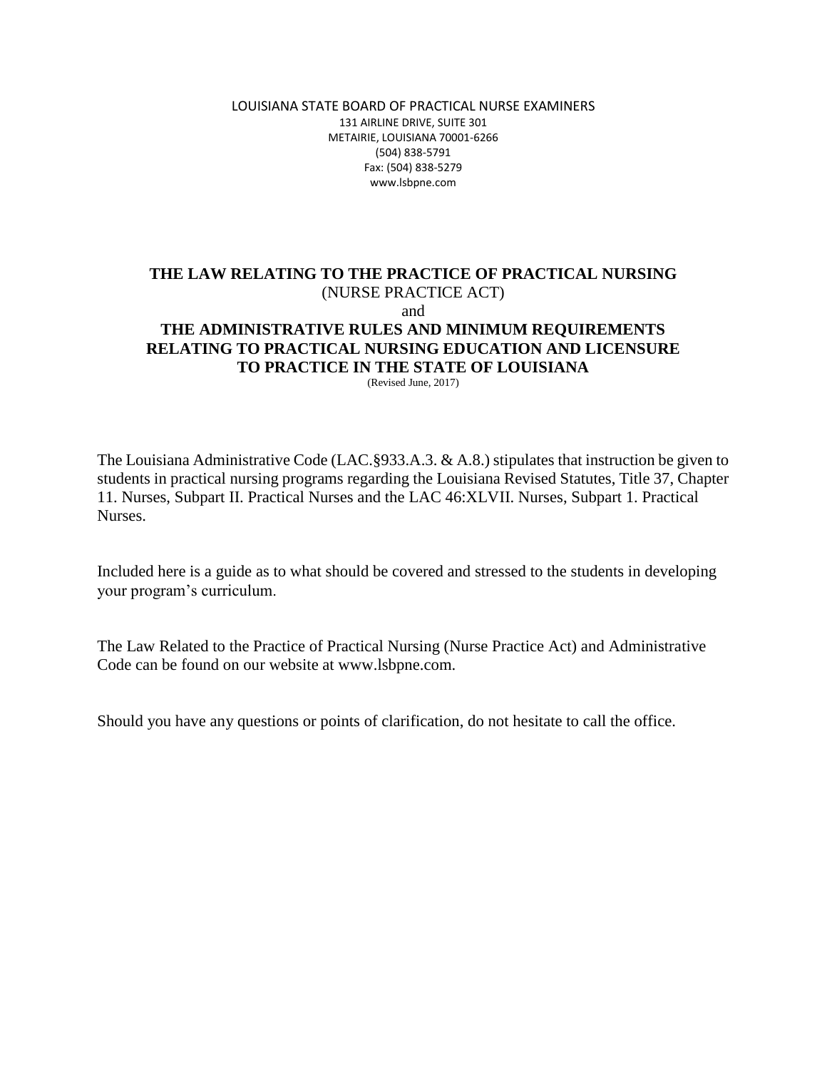LOUISIANA STATE BOARD OF PRACTICAL NURSE EXAMINERS
131 AIRLINE DRIVE, SUITE 301
METAIRIE, LOUISIANA 70001-6266
(504) 838-5791
Fax: (504) 838-5279
www.lsbpne.com

# THE LAW RELATING TO THE PRACTICE OF PRACTICAL NURSING

(NURSE PRACTICE ACT)

and

# THE ADMINISTRATIVE RULES AND MINIMUM REQUIREMENTS RELATING TO PRACTICAL NURSING EDUCATION AND LICENSURE TO PRACTICE IN THE STATE OF LOUISIANA

(Revised June, 2017)

The Louisiana Administrative Code (LAC.§933.A.3. & A.8.) stipulates that instruction be given to students in practical nursing programs regarding the Louisiana Revised Statutes, Title 37, Chapter 11. Nurses, Subpart II. Practical Nurses and the LAC 46:XLVII. Nurses, Subpart 1. Practical Nurses.

Included here is a guide as to what should be covered and stressed to the students in developing your program's curriculum.

The Law Related to the Practice of Practical Nursing (Nurse Practice Act) and Administrative Code can be found on our website at www.lsbpne.com.

Should you have any questions or points of clarification, do not hesitate to call the office.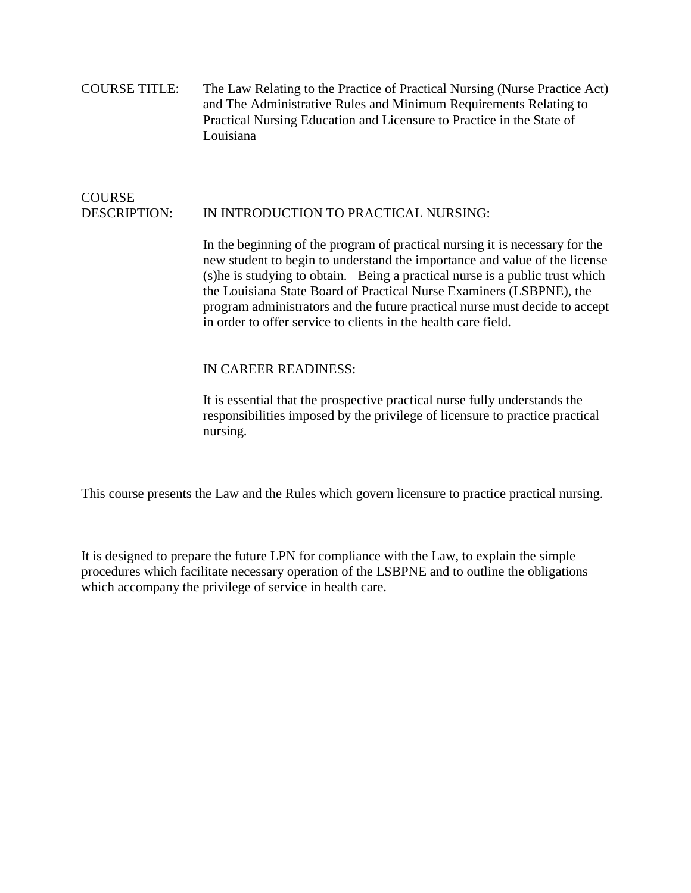**COURSE TITLE:** The Law Relating to the Practice of Practical Nursing (Nurse Practice Act) and The Administrative Rules and Minimum Requirements Relating to Practical Nursing Education and Licensure to Practice in the State of Louisiana

**COURSE DESCRIPTION:**

IN INTRODUCTION TO PRACTICAL NURSING:

In the beginning of the program of practical nursing it is necessary for the new student to begin to understand the importance and value of the license (s)he is studying to obtain. Being a practical nurse is a public trust which the Louisiana State Board of Practical Nurse Examiners (LSBPNE), the program administrators and the future practical nurse must decide to accept in order to offer service to clients in the health care field.

IN CAREER READINESS:

It is essential that the prospective practical nurse fully understands the responsibilities imposed by the privilege of licensure to practice practical nursing.

This course presents the Law and the Rules which govern licensure to practice practical nursing.

It is designed to prepare the future LPN for compliance with the Law, to explain the simple procedures which facilitate necessary operation of the LSBPNE and to outline the obligations which accompany the privilege of service in health care.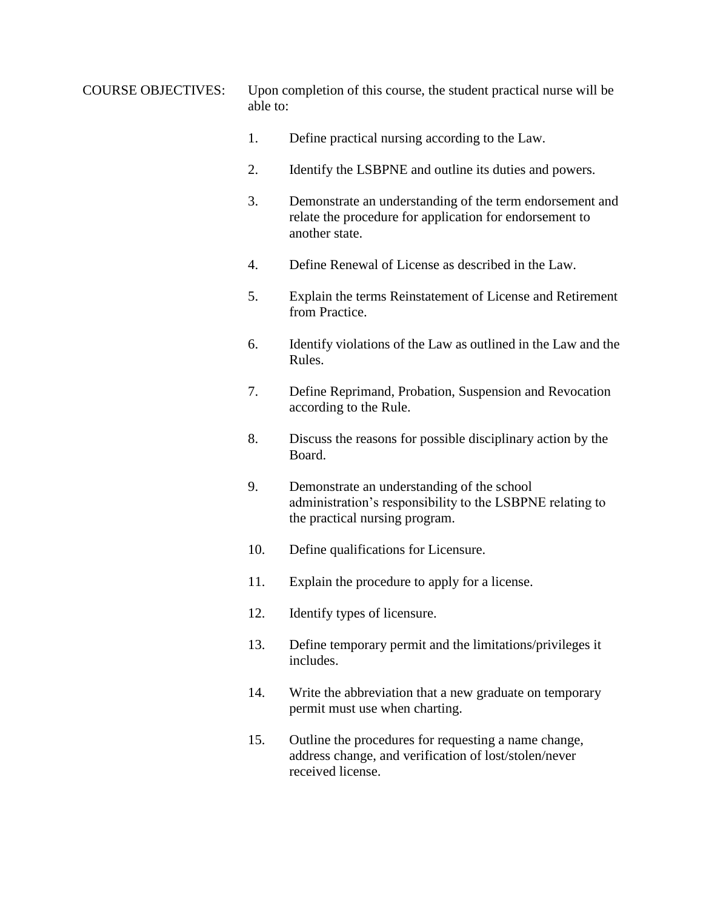COURSE OBJECTIVES: Upon completion of this course, the student practical nurse will be able to:

1. Define practical nursing according to the Law.
2. Identify the LSBPNE and outline its duties and powers.
3. Demonstrate an understanding of the term endorsement and relate the procedure for application for endorsement to another state.
4. Define Renewal of License as described in the Law.
5. Explain the terms Reinstatement of License and Retirement from Practice.
6. Identify violations of the Law as outlined in the Law and the Rules.
7. Define Reprimand, Probation, Suspension and Revocation according to the Rule.
8. Discuss the reasons for possible disciplinary action by the Board.
9. Demonstrate an understanding of the school administration's responsibility to the LSBPNE relating to the practical nursing program.
10. Define qualifications for Licensure.
11. Explain the procedure to apply for a license.
12. Identify types of licensure.
13. Define temporary permit and the limitations/privileges it includes.
14. Write the abbreviation that a new graduate on temporary permit must use when charting.
15. Outline the procedures for requesting a name change, address change, and verification of lost/stolen/never received license.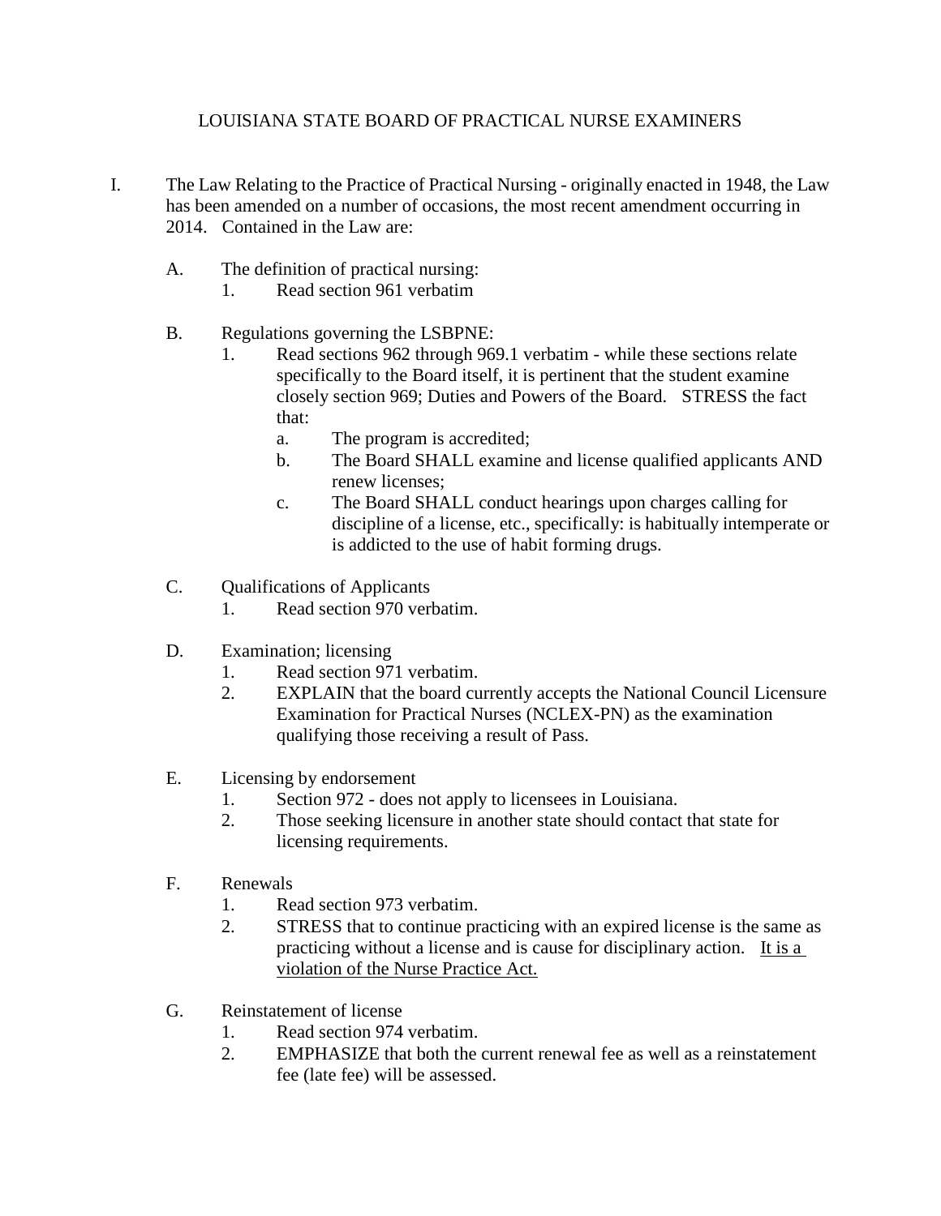# LOUISIANA STATE BOARD OF PRACTICAL NURSE EXAMINERS

I. The Law Relating to the Practice of Practical Nursing - originally enacted in 1948, the Law has been amended on a number of occasions, the most recent amendment occurring in 2014. Contained in the Law are:

   A. The definition of practical nursing:
      1. Read section 961 verbatim

   B. Regulations governing the LSBPNE:
      1. Read sections 962 through 969.1 verbatim - while these sections relate specifically to the Board itself, it is pertinent that the student examine closely section 969; Duties and Powers of the Board. STRESS the fact that:
         a. The program is accredited;
         b. The Board SHALL examine and license qualified applicants AND renew licenses;
         c. The Board SHALL conduct hearings upon charges calling for discipline of a license, etc., specifically: is habitually intemperate or is addicted to the use of habit forming drugs.

   C. Qualifications of Applicants
      1. Read section 970 verbatim.

   D. Examination; licensing
      1. Read section 971 verbatim.
      2. EXPLAIN that the board currently accepts the National Council Licensure Examination for Practical Nurses (NCLEX-PN) as the examination qualifying those receiving a result of Pass.

   E. Licensing by endorsement
      1. Section 972 - does not apply to licensees in Louisiana.
      2. Those seeking licensure in another state should contact that state for licensing requirements.

   F. Renewals
      1. Read section 973 verbatim.
      2. STRESS that to continue practicing with an expired license is the same as practicing without a license and is cause for disciplinary action. <u>It is a violation of the Nurse Practice Act.</u>

   G. Reinstatement of license
      1. Read section 974 verbatim.
      2. EMPHASIZE that both the current renewal fee as well as a reinstatement fee (late fee) will be assessed.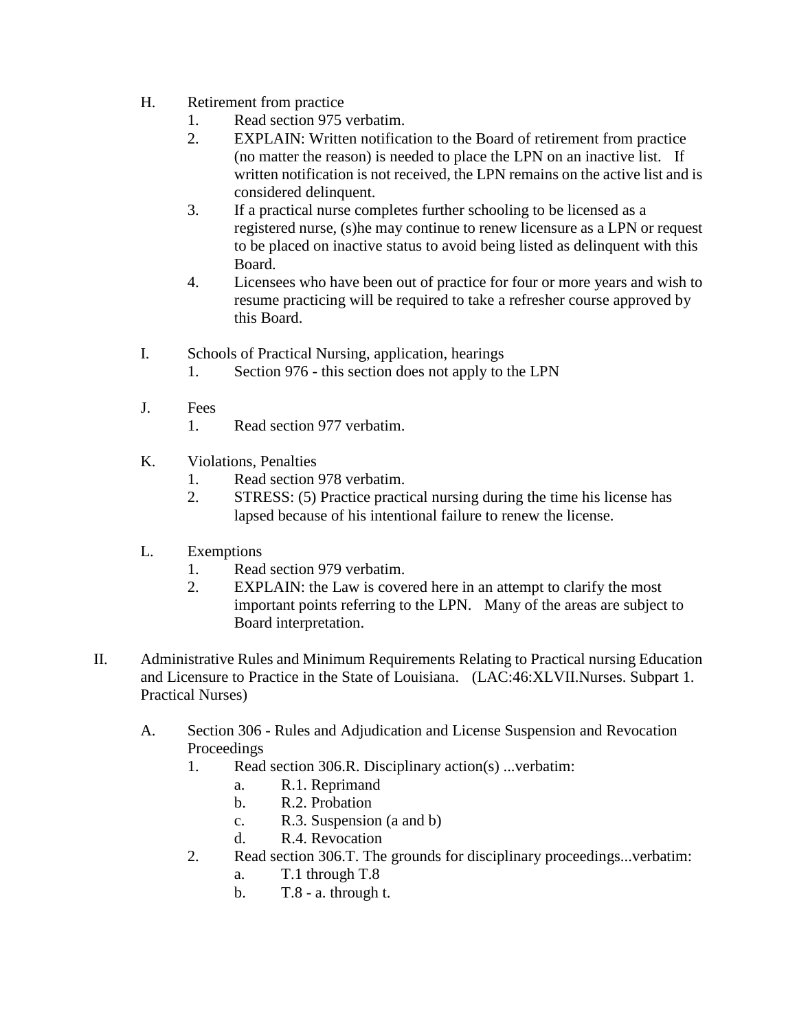H. Retirement from practice
   1. Read section 975 verbatim.
   2. EXPLAIN: Written notification to the Board of retirement from practice (no matter the reason) is needed to place the LPN on an inactive list. If written notification is not received, the LPN remains on the active list and is considered delinquent.
   3. If a practical nurse completes further schooling to be licensed as a registered nurse, (s)he may continue to renew licensure as a LPN or request to be placed on inactive status to avoid being listed as delinquent with this Board.
   4. Licensees who have been out of practice for four or more years and wish to resume practicing will be required to take a refresher course approved by this Board.

I. Schools of Practical Nursing, application, hearings
   1. Section 976 - this section does not apply to the LPN

J. Fees
   1. Read section 977 verbatim.

K. Violations, Penalties
   1. Read section 978 verbatim.
   2. STRESS: (5) Practice practical nursing during the time his license has lapsed because of his intentional failure to renew the license.

L. Exemptions
   1. Read section 979 verbatim.
   2. EXPLAIN: the Law is covered here in an attempt to clarify the most important points referring to the LPN. Many of the areas are subject to Board interpretation.

II. Administrative Rules and Minimum Requirements Relating to Practical nursing Education and Licensure to Practice in the State of Louisiana. (LAC:46:XLVII.Nurses. Subpart 1. Practical Nurses)

   A. Section 306 - Rules and Adjudication and License Suspension and Revocation Proceedings
      1. Read section 306.R. Disciplinary action(s) ...verbatim:
         a. R.1. Reprimand
         b. R.2. Probation
         c. R.3. Suspension (a and b)
         d. R.4. Revocation
      2. Read section 306.T. The grounds for disciplinary proceedings...verbatim:
         a. T.1 through T.8
         b. T.8 - a. through t.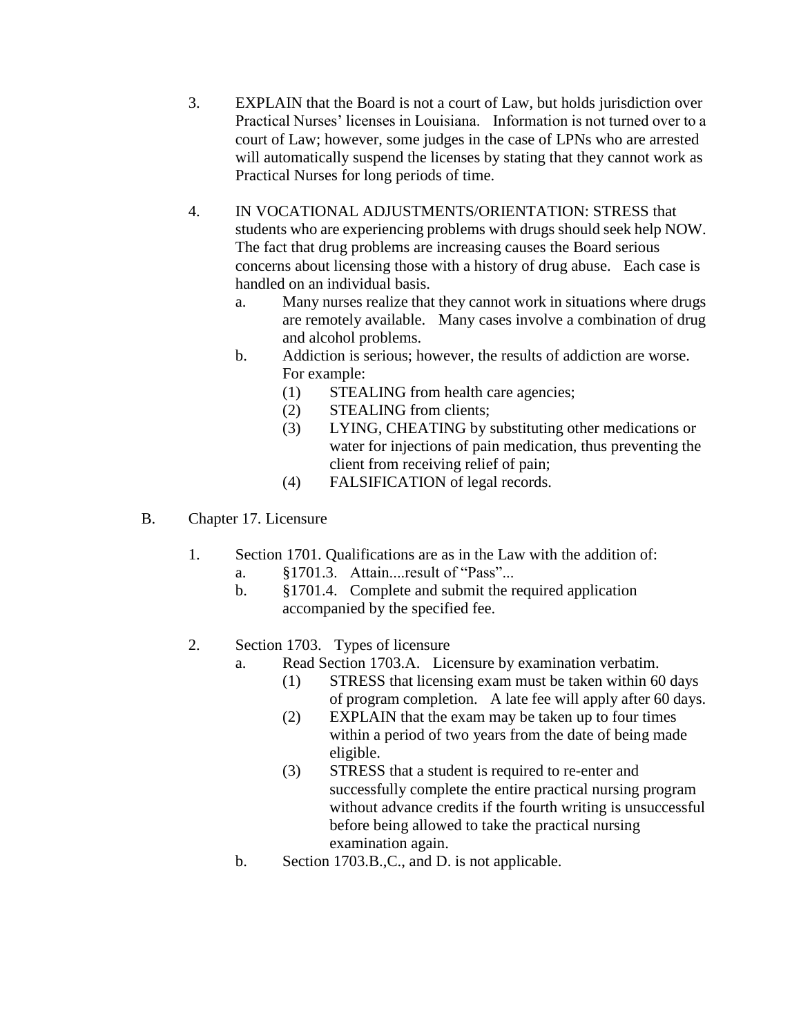3. EXPLAIN that the Board is not a court of Law, but holds jurisdiction over Practical Nurses' licenses in Louisiana. Information is not turned over to a court of Law; however, some judges in the case of LPNs who are arrested will automatically suspend the licenses by stating that they cannot work as Practical Nurses for long periods of time.

4. IN VOCATIONAL ADJUSTMENTS/ORIENTATION: STRESS that students who are experiencing problems with drugs should seek help NOW. The fact that drug problems are increasing causes the Board serious concerns about licensing those with a history of drug abuse. Each case is handled on an individual basis.
   - a. Many nurses realize that they cannot work in situations where drugs are remotely available. Many cases involve a combination of drug and alcohol problems.
   - b. Addiction is serious; however, the results of addiction are worse. For example:
     - (1) STEALING from health care agencies;
     - (2) STEALING from clients;
     - (3) LYING, CHEATING by substituting other medications or water for injections of pain medication, thus preventing the client from receiving relief of pain;
     - (4) FALSIFICATION of legal records.

B. Chapter 17. Licensure

1. Section 1701. Qualifications are as in the Law with the addition of:
   - a. §1701.3. Attain....result of "Pass"...
   - b. §1701.4. Complete and submit the required application accompanied by the specified fee.

2. Section 1703. Types of licensure
   - a. Read Section 1703.A. Licensure by examination verbatim.
     - (1) STRESS that licensing exam must be taken within 60 days of program completion. A late fee will apply after 60 days.
     - (2) EXPLAIN that the exam may be taken up to four times within a period of two years from the date of being made eligible.
     - (3) STRESS that a student is required to re-enter and successfully complete the entire practical nursing program without advance credits if the fourth writing is unsuccessful before being allowed to take the practical nursing examination again.
   - b. Section 1703.B.,C., and D. is not applicable.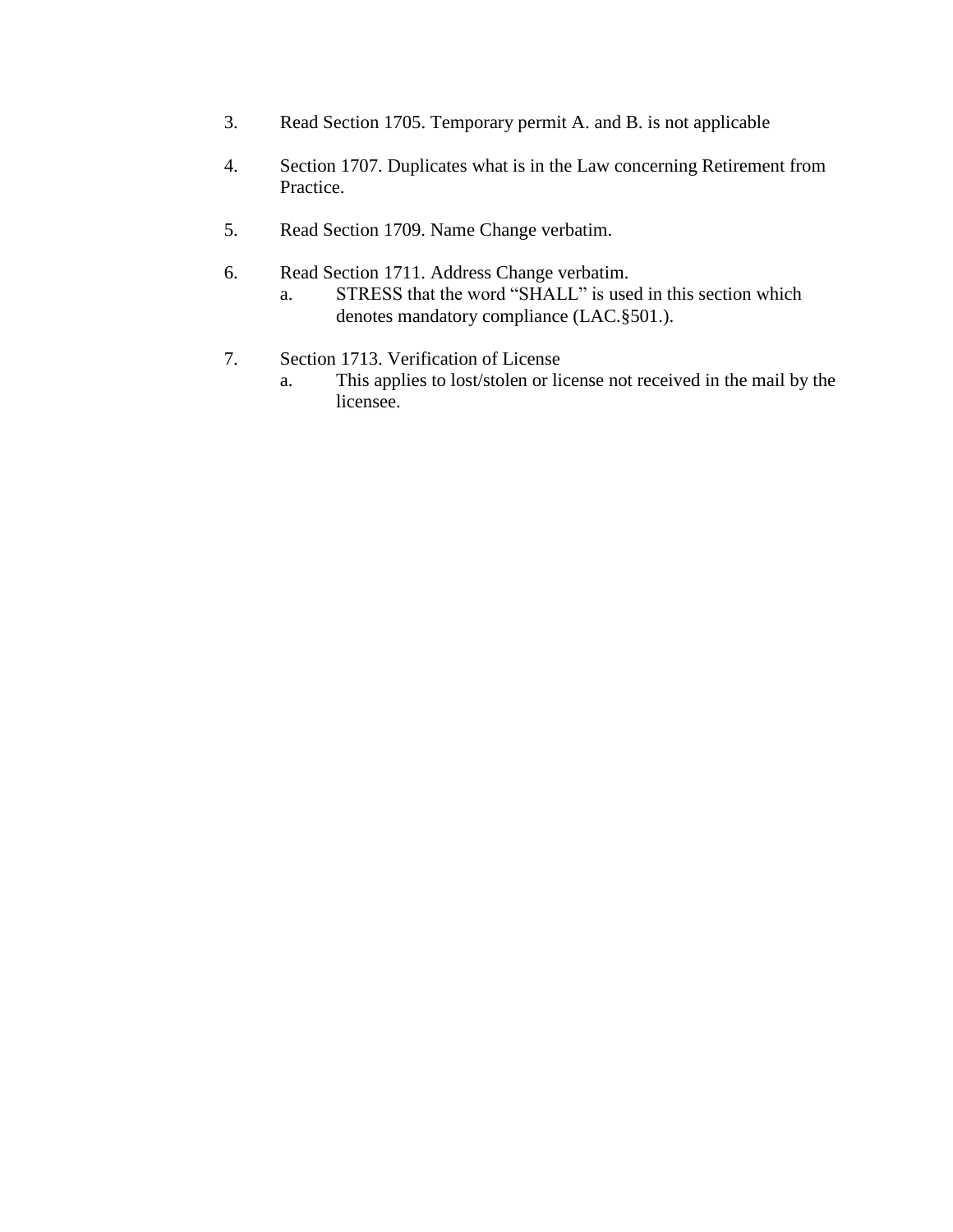3. Read Section 1705. Temporary permit A. and B. is not applicable

4. Section 1707. Duplicates what is in the Law concerning Retirement from Practice.

5. Read Section 1709. Name Change verbatim.

6. Read Section 1711. Address Change verbatim.
   a. STRESS that the word “SHALL” is used in this section which denotes mandatory compliance (LAC.§501.).

7. Section 1713. Verification of License
   a. This applies to lost/stolen or license not received in the mail by the licensee.